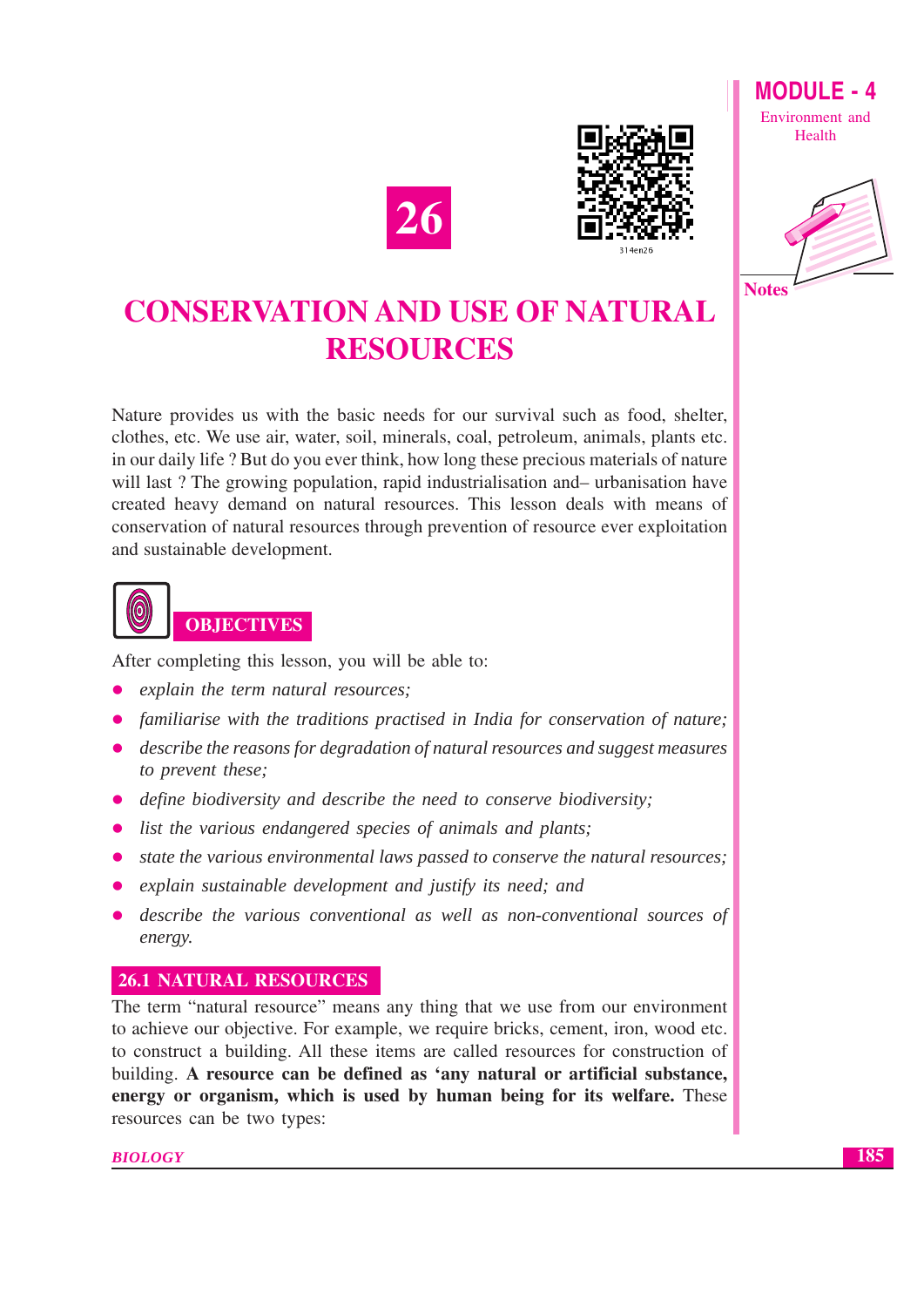# 26

# CONSERVATION AND USE OF NATURAL RESOURCES

Nature provides us with the basic needs for our survival such as food, shelter, clothes, etc. We use air, water, soil, minerals, coal, petroleum, animals, plants etc. in our daily life ? But do you ever think, how long these precious materials of nature will last ? The growing population, rapid industrialisation and– urbanisation have created heavy demand on natural resources. This lesson deals with means of conservation of natural resources through prevention of resource ever exploitation and sustainable development.

## OBJECTIVES

After completing this lesson, you will be able to:

- *explain the term natural resources;*
- *familiarise with the traditions practised in India for conservation of nature;*
- *describe the reasons for degradation of natural resources and suggest measures to prevent these;*
- *define biodiversity and describe the need to conserve biodiversity;*
- *list the various endangered species of animals and plants;*
- *state the various environmental laws passed to conserve the natural resources;*
- *explain sustainable development and justify its need; and*
- *describe the various conventional as well as non-conventional sources of energy.*

## 26.1 NATURAL RESOURCES

The term "natural resource" means any thing that we use from our environment to achieve our objective. For example, we require bricks, cement, iron, wood etc. to construct a building. All these items are called resources for construction of building. **A resource can be defined as 'any natural or artificial substance, energy or organism, which is used by human being for its welfare.** These resources can be two types: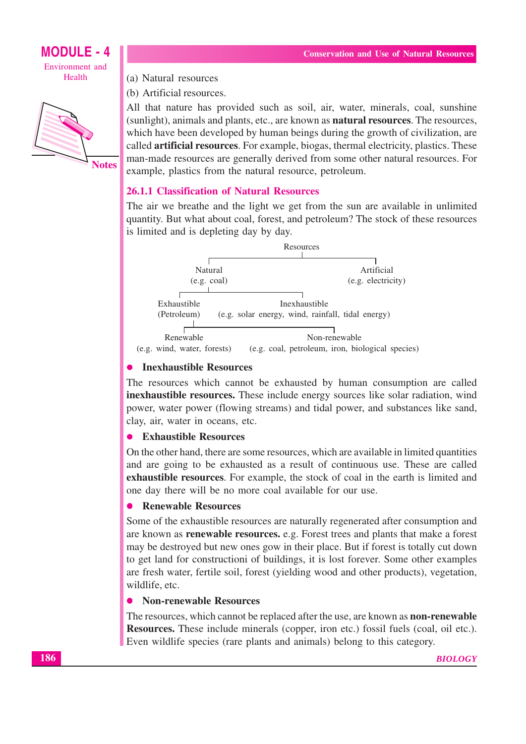(a) Natural resources

(b) Artificial resources.

All that nature has provided such as soil, air, water, minerals, coal, sunshine (sunlight), animals and plants, etc., are known as **natural resources**. The resources, which have been developed by human beings during the growth of civilization, are called **artificial resources**. For example, biogas, thermal electricity, plastics. These man-made resources are generally derived from some other natural resources. For example, plastics from the natural resource, petroleum.

### 26.1.1 Classification of Natural Resources

The air we breathe and the light we get from the sun are available in unlimited quantity. But what about coal, forest, and petroleum? The stock of these resources is limited and is depleting day by day.

```
Resources
├── Natural (e.g. coal)
│   ├── Exhaustible (Petroleum)
│   │   ├── Renewable (e.g. wind, water, forests)
│   │   └── Non-renewable (e.g. coal, petroleum, iron, biological species)
│   └── Inexhaustible (e.g. solar energy, wind, rainfall, tidal energy)
└── Artificial (e.g. electricity)
```

- **Inexhaustible Resources**

The resources which cannot be exhausted by human consumption are called **inexhaustible resources.** These include energy sources like solar radiation, wind power, water power (flowing streams) and tidal power, and substances like sand, clay, air, water in oceans, etc.

- **Exhaustible Resources**

On the other hand, there are some resources, which are available in limited quantities and are going to be exhausted as a result of continuous use. These are called **exhaustible resources**. For example, the stock of coal in the earth is limited and one day there will be no more coal available for our use.

- **Renewable Resources**

Some of the exhaustible resources are naturally regenerated after consumption and are known as **renewable resources.** e.g. Forest trees and plants that make a forest may be destroyed but new ones gow in their place. But if forest is totally cut down to get land for constructioni of buildings, it is lost forever. Some other examples are fresh water, fertile soil, forest (yielding wood and other products), vegetation, wildlife, etc.

- **Non-renewable Resources**

The resources, which cannot be replaced after the use, are known as **non-renewable Resources.** These include minerals (copper, iron etc.) fossil fuels (coal, oil etc.). Even wildlife species (rare plants and animals) belong to this category.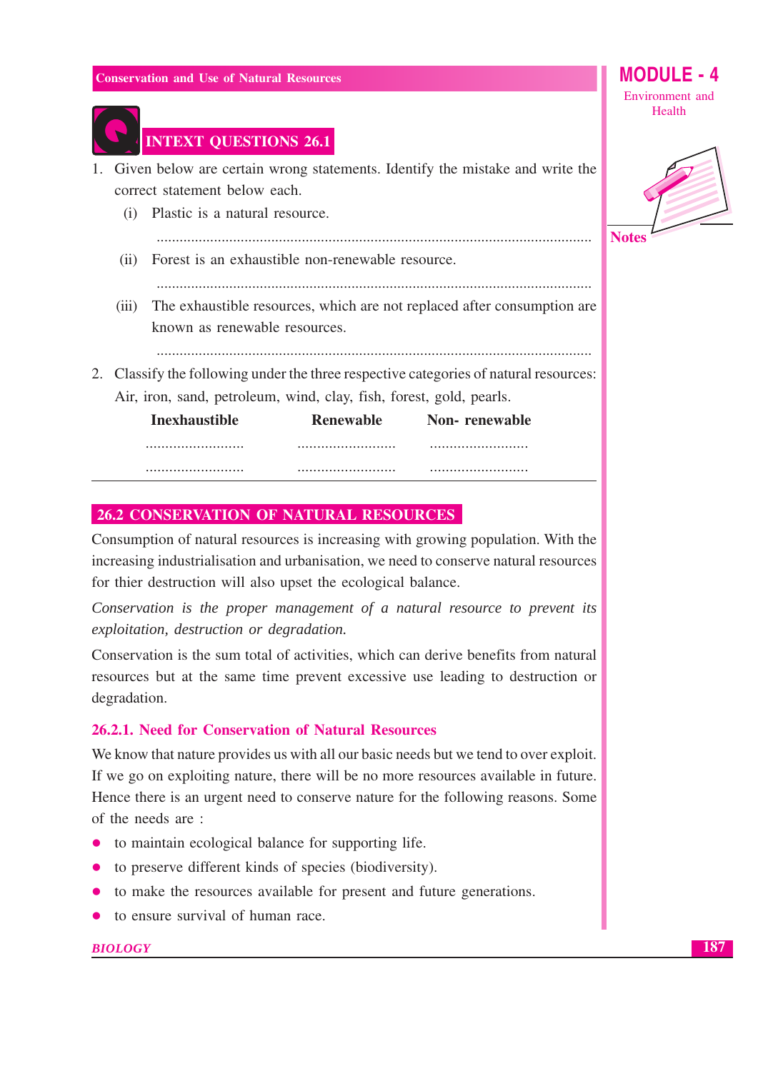## INTEXT QUESTIONS 26.1

1. Given below are certain wrong statements. Identify the mistake and write the correct statement below each.

   (i) Plastic is a natural resource.

   ..................................................................................................................

   (ii) Forest is an exhaustible non-renewable resource.

   ..................................................................................................................

   (iii) The exhaustible resources, which are not replaced after consumption are known as renewable resources.

   ..................................................................................................................

2. Classify the following under the three respective categories of natural resources: Air, iron, sand, petroleum, wind, clay, fish, forest, gold, pearls.

| Inexhaustible | Renewable | Non- renewable |
|---|---|---|
| .......................... | .......................... | .......................... |
| .......................... | .......................... | .......................... |

## 26.2 CONSERVATION OF NATURAL RESOURCES

Consumption of natural resources is increasing with growing population. With the increasing industrialisation and urbanisation, we need to conserve natural resources for thier destruction will also upset the ecological balance.

*Conservation is the proper management of a natural resource to prevent its exploitation, destruction or degradation.*

Conservation is the sum total of activities, which can derive benefits from natural resources but at the same time prevent excessive use leading to destruction or degradation.

### 26.2.1. Need for Conservation of Natural Resources

We know that nature provides us with all our basic needs but we tend to over exploit. If we go on exploiting nature, there will be no more resources available in future. Hence there is an urgent need to conserve nature for the following reasons. Some of the needs are :

- to maintain ecological balance for supporting life.
- to preserve different kinds of species (biodiversity).
- to make the resources available for present and future generations.
- to ensure survival of human race.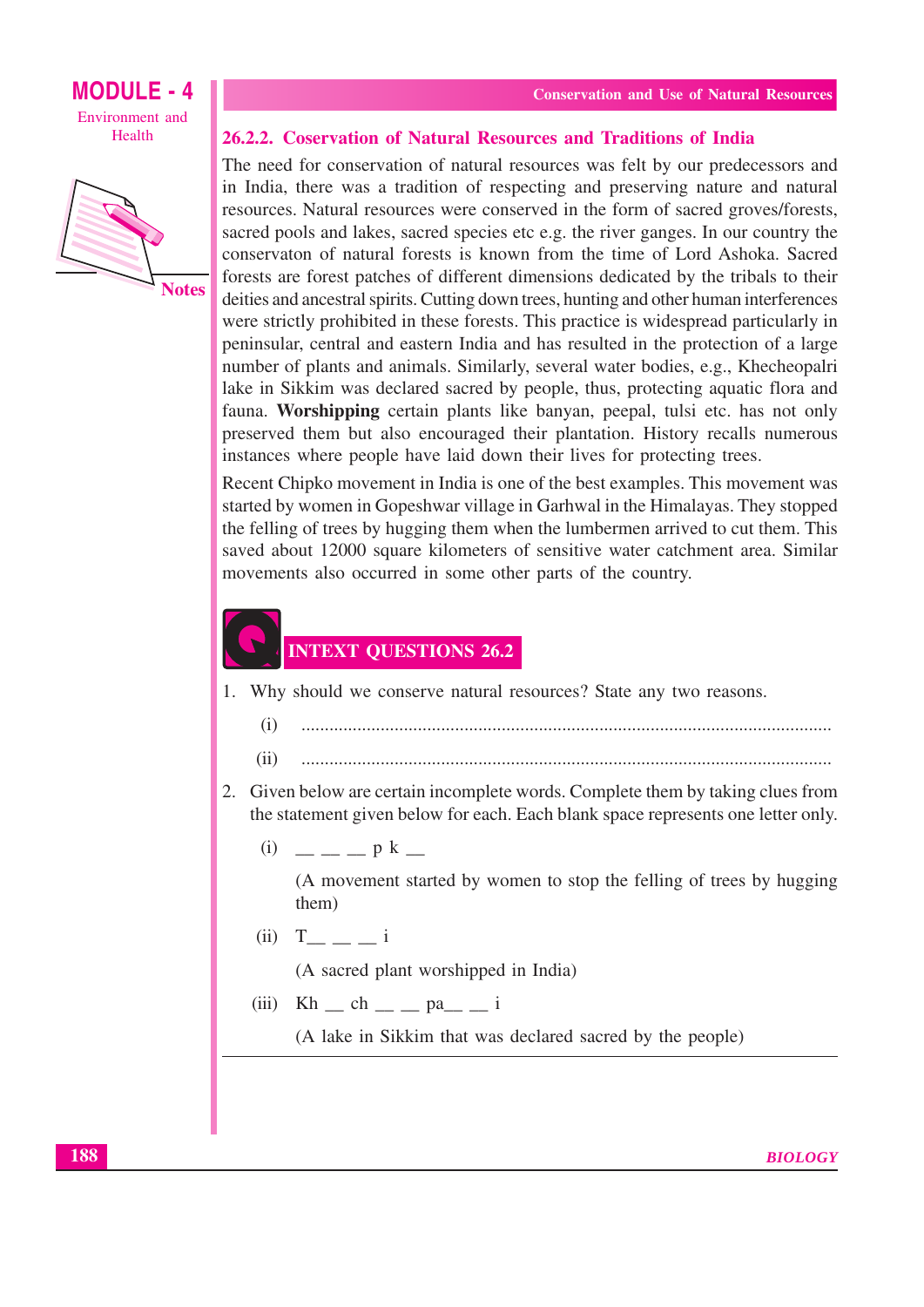### 26.2.2. Coservation of Natural Resources and Traditions of India

The need for conservation of natural resources was felt by our predecessors and in India, there was a tradition of respecting and preserving nature and natural resources. Natural resources were conserved in the form of sacred groves/forests, sacred pools and lakes, sacred species etc e.g. the river ganges. In our country the conservaton of natural forests is known from the time of Lord Ashoka. Sacred forests are forest patches of different dimensions dedicated by the tribals to their deities and ancestral spirits. Cutting down trees, hunting and other human interferences were strictly prohibited in these forests. This practice is widespread particularly in peninsular, central and eastern India and has resulted in the protection of a large number of plants and animals. Similarly, several water bodies, e.g., Khecheopalri lake in Sikkim was declared sacred by people, thus, protecting aquatic flora and fauna. **Worshipping** certain plants like banyan, peepal, tulsi etc. has not only preserved them but also encouraged their plantation. History recalls numerous instances where people have laid down their lives for protecting trees.

Recent Chipko movement in India is one of the best examples. This movement was started by women in Gopeshwar village in Garhwal in the Himalayas. They stopped the felling of trees by hugging them when the lumbermen arrived to cut them. This saved about 12000 square kilometers of sensitive water catchment area. Similar movements also occurred in some other parts of the country.

## INTEXT QUESTIONS 26.2

1. Why should we conserve natural resources? State any two reasons.

   (i) ..................................................................................................................

   (ii) ..................................................................................................................

2. Given below are certain incomplete words. Complete them by taking clues from the statement given below for each. Each blank space represents one letter only.

   (i) __ __ __ p k __

   (A movement started by women to stop the felling of trees by hugging them)

   (ii) T__ __ __ i

   (A sacred plant worshipped in India)

   (iii) Kh __ ch __ __ pa__ __ i

   (A lake in Sikkim that was declared sacred by the people)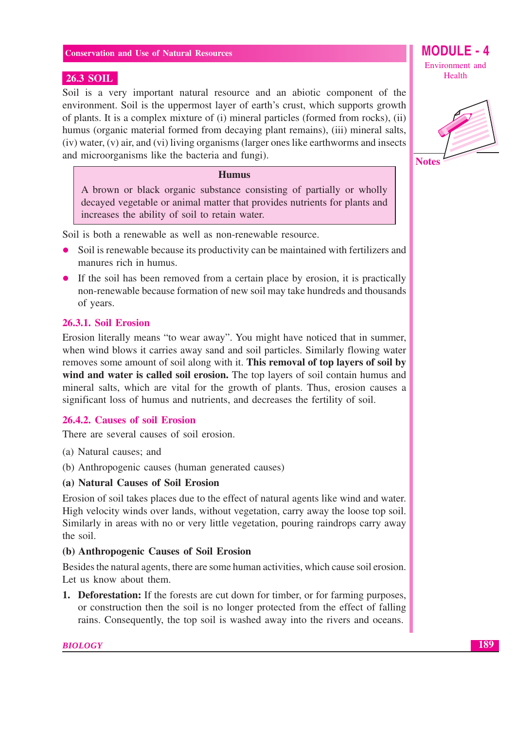## 26.3 SOIL

Soil is a very important natural resource and an abiotic component of the environment. Soil is the uppermost layer of earth's crust, which supports growth of plants. It is a complex mixture of (i) mineral particles (formed from rocks), (ii) humus (organic material formed from decaying plant remains), (iii) mineral salts, (iv) water, (v) air, and (vi) living organisms (larger ones like earthworms and insects and microorganisms like the bacteria and fungi).

> **Humus**
>
> A brown or black organic substance consisting of partially or wholly decayed vegetable or animal matter that provides nutrients for plants and increases the ability of soil to retain water.

Soil is both a renewable as well as non-renewable resource.

- Soil is renewable because its productivity can be maintained with fertilizers and manures rich in humus.
- If the soil has been removed from a certain place by erosion, it is practically non-renewable because formation of new soil may take hundreds and thousands of years.

### 26.3.1. Soil Erosion

Erosion literally means "to wear away". You might have noticed that in summer, when wind blows it carries away sand and soil particles. Similarly flowing water removes some amount of soil along with it. **This removal of top layers of soil by wind and water is called soil erosion.** The top layers of soil contain humus and mineral salts, which are vital for the growth of plants. Thus, erosion causes a significant loss of humus and nutrients, and decreases the fertility of soil.

### 26.4.2. Causes of soil Erosion

There are several causes of soil erosion.

(a) Natural causes; and

(b) Anthropogenic causes (human generated causes)

**(a) Natural Causes of Soil Erosion**

Erosion of soil takes places due to the effect of natural agents like wind and water. High velocity winds over lands, without vegetation, carry away the loose top soil. Similarly in areas with no or very little vegetation, pouring raindrops carry away the soil.

**(b) Anthropogenic Causes of Soil Erosion**

Besides the natural agents, there are some human activities, which cause soil erosion. Let us know about them.

1. **Deforestation:** If the forests are cut down for timber, or for farming purposes, or construction then the soil is no longer protected from the effect of falling rains. Consequently, the top soil is washed away into the rivers and oceans.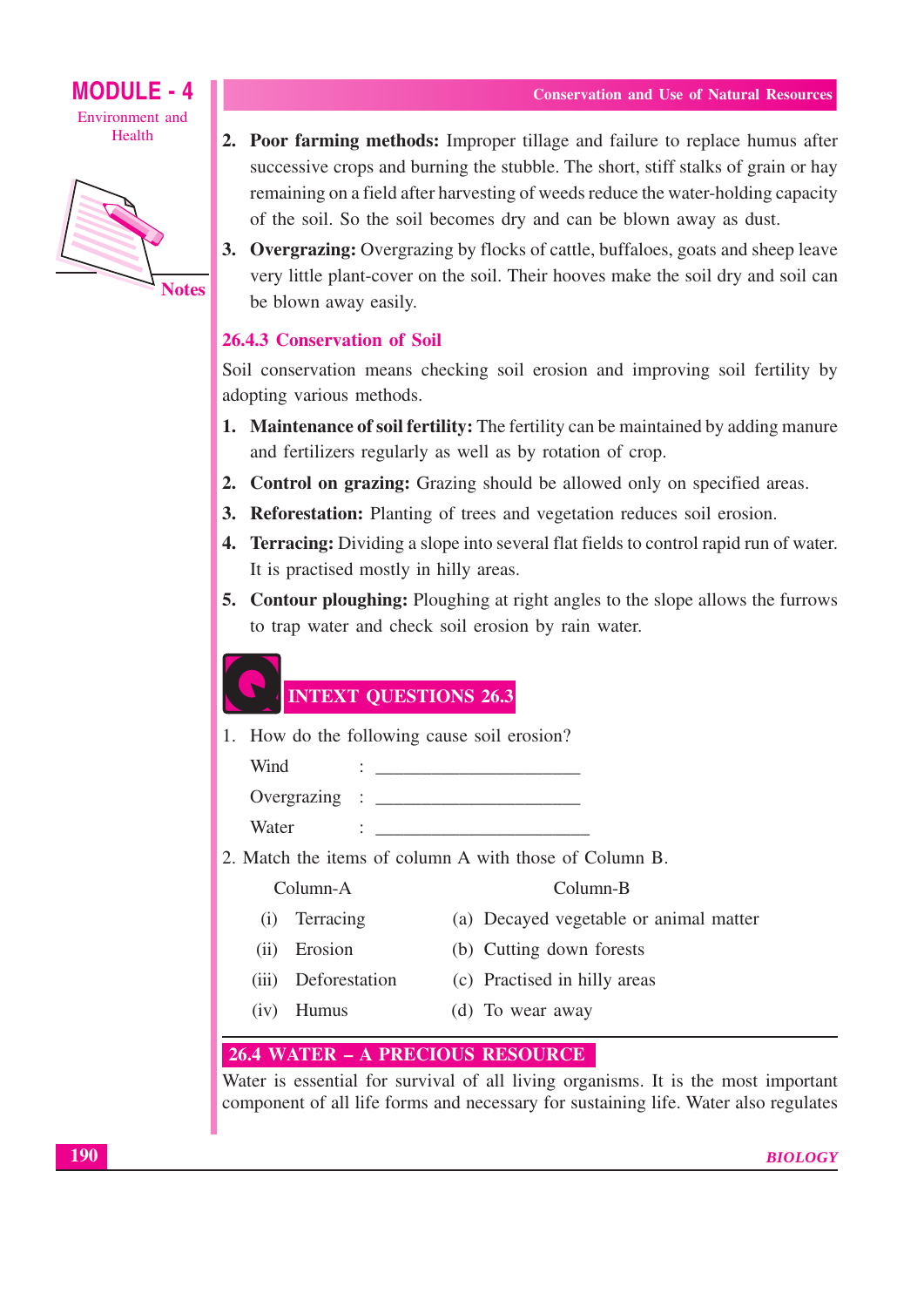2. **Poor farming methods:** Improper tillage and failure to replace humus after successive crops and burning the stubble. The short, stiff stalks of grain or hay remaining on a field after harvesting of weeds reduce the water-holding capacity of the soil. So the soil becomes dry and can be blown away as dust.
3. **Overgrazing:** Overgrazing by flocks of cattle, buffaloes, goats and sheep leave very little plant-cover on the soil. Their hooves make the soil dry and soil can be blown away easily.

### 26.4.3 Conservation of Soil

Soil conservation means checking soil erosion and improving soil fertility by adopting various methods.

1. **Maintenance of soil fertility:** The fertility can be maintained by adding manure and fertilizers regularly as well as by rotation of crop.
2. **Control on grazing:** Grazing should be allowed only on specified areas.
3. **Reforestation:** Planting of trees and vegetation reduces soil erosion.
4. **Terracing:** Dividing a slope into several flat fields to control rapid run of water. It is practised mostly in hilly areas.
5. **Contour ploughing:** Ploughing at right angles to the slope allows the furrows to trap water and check soil erosion by rain water.

### INTEXT QUESTIONS 26.3

1. How do the following cause soil erosion?

   Wind : ______________________

   Overgrazing : ______________________

   Water : ______________________

2. Match the items of column A with those of Column B.

| Column-A | Column-B |
|---|---|
| (i) Terracing | (a) Decayed vegetable or animal matter |
| (ii) Erosion | (b) Cutting down forests |
| (iii) Deforestation | (c) Practised in hilly areas |
| (iv) Humus | (d) To wear away |

## 26.4 WATER – A PRECIOUS RESOURCE

Water is essential for survival of all living organisms. It is the most important component of all life forms and necessary for sustaining life. Water also regulates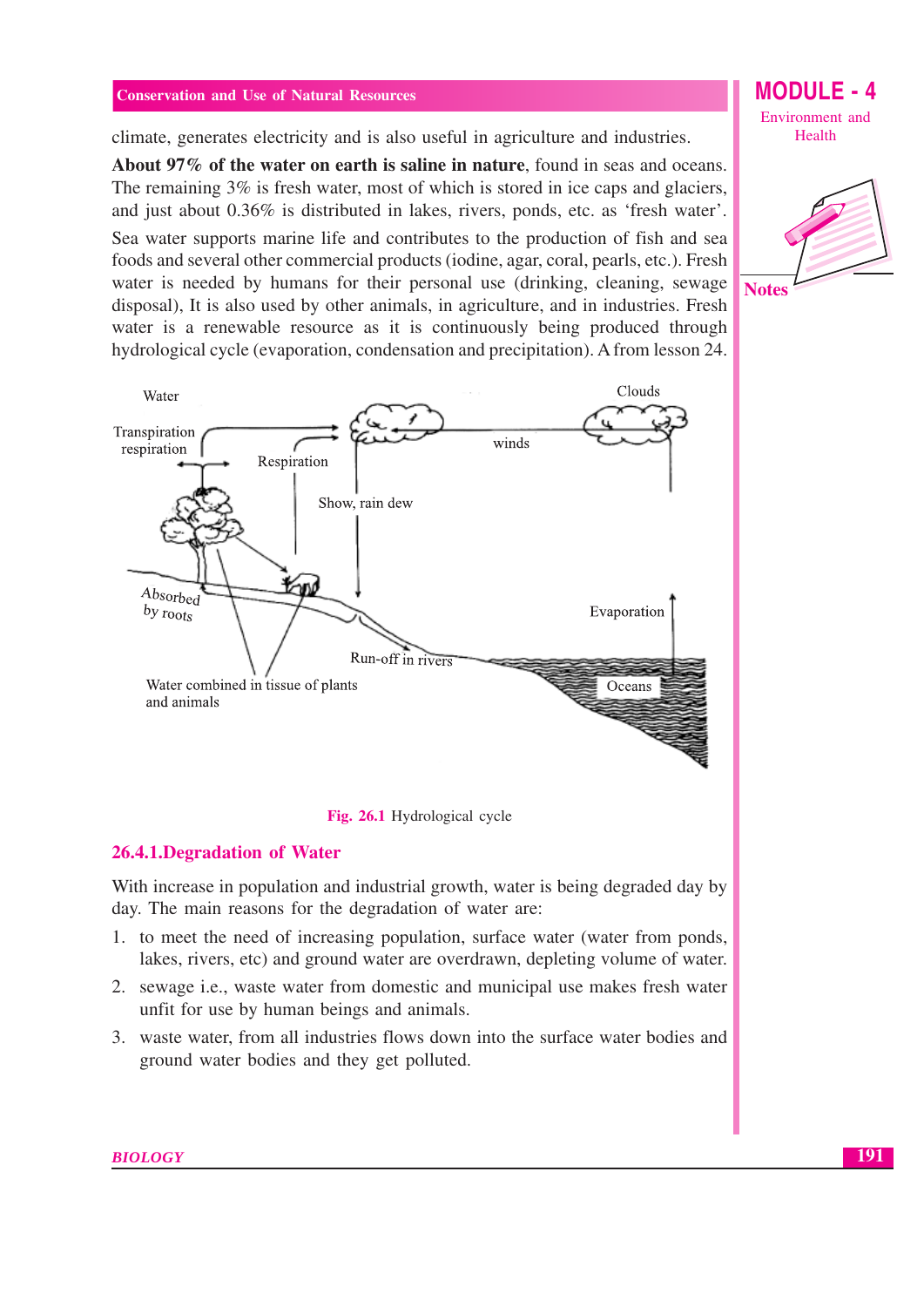climate, generates electricity and is also useful in agriculture and industries.

**About 97% of the water on earth is saline in nature**, found in seas and oceans. The remaining 3% is fresh water, most of which is stored in ice caps and glaciers, and just about 0.36% is distributed in lakes, rivers, ponds, etc. as 'fresh water'.

Sea water supports marine life and contributes to the production of fish and sea foods and several other commercial products (iodine, agar, coral, pearls, etc.). Fresh water is needed by humans for their personal use (drinking, cleaning, sewage disposal), It is also used by other animals, in agriculture, and in industries. Fresh water is a renewable resource as it is continuously being produced through hydrological cycle (evaporation, condensation and precipitation). A from lesson 24.

Water

Transpiration respiration

Respiration

Clouds

winds

Show, rain dew

Absorbed by roots

Evaporation

Run-off in rivers

Water combined in tissue of plants and animals

Oceans

**Fig. 26.1** Hydrological cycle

### 26.4.1.Degradation of Water

With increase in population and industrial growth, water is being degraded day by day. The main reasons for the degradation of water are:

1. to meet the need of increasing population, surface water (water from ponds, lakes, rivers, etc) and ground water are overdrawn, depleting volume of water.
2. sewage i.e., waste water from domestic and municipal use makes fresh water unfit for use by human beings and animals.
3. waste water, from all industries flows down into the surface water bodies and ground water bodies and they get polluted.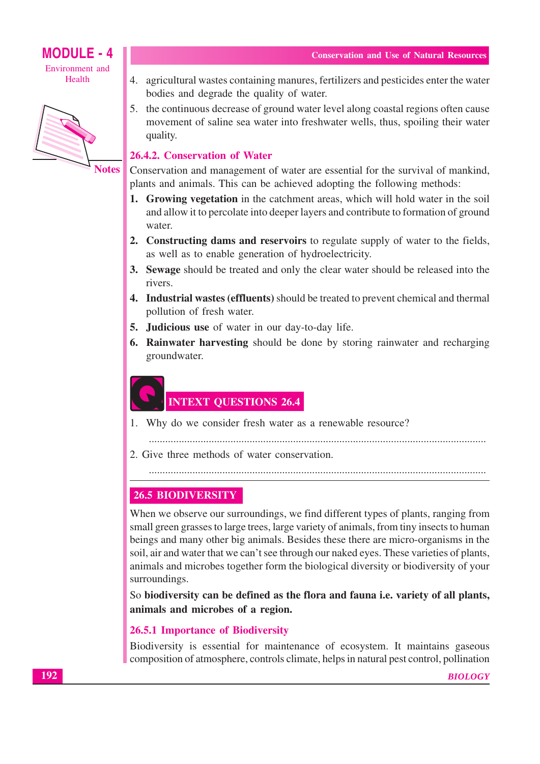4. agricultural wastes containing manures, fertilizers and pesticides enter the water bodies and degrade the quality of water.
5. the continuous decrease of ground water level along coastal regions often cause movement of saline sea water into freshwater wells, thus, spoiling their water quality.

### 26.4.2. Conservation of Water

Conservation and management of water are essential for the survival of mankind, plants and animals. This can be achieved adopting the following methods:

1. **Growing vegetation** in the catchment areas, which will hold water in the soil and allow it to percolate into deeper layers and contribute to formation of ground water.
2. **Constructing dams and reservoirs** to regulate supply of water to the fields, as well as to enable generation of hydroelectricity.
3. **Sewage** should be treated and only the clear water should be released into the rivers.
4. **Industrial wastes (effluents)** should be treated to prevent chemical and thermal pollution of fresh water.
5. **Judicious use** of water in our day-to-day life.
6. **Rainwater harvesting** should be done by storing rainwater and recharging groundwater.

### INTEXT QUESTIONS 26.4

1. Why do we consider fresh water as a renewable resource?

   ..........................................................................................................................

2. Give three methods of water conservation.

   ..........................................................................................................................

## 26.5 BIODIVERSITY

When we observe our surroundings, we find different types of plants, ranging from small green grasses to large trees, large variety of animals, from tiny insects to human beings and many other big animals. Besides these there are micro-organisms in the soil, air and water that we can't see through our naked eyes. These varieties of plants, animals and microbes together form the biological diversity or biodiversity of your surroundings.

So **biodiversity can be defined as the flora and fauna i.e. variety of all plants, animals and microbes of a region.**

### 26.5.1 Importance of Biodiversity

Biodiversity is essential for maintenance of ecosystem. It maintains gaseous composition of atmosphere, controls climate, helps in natural pest control, pollination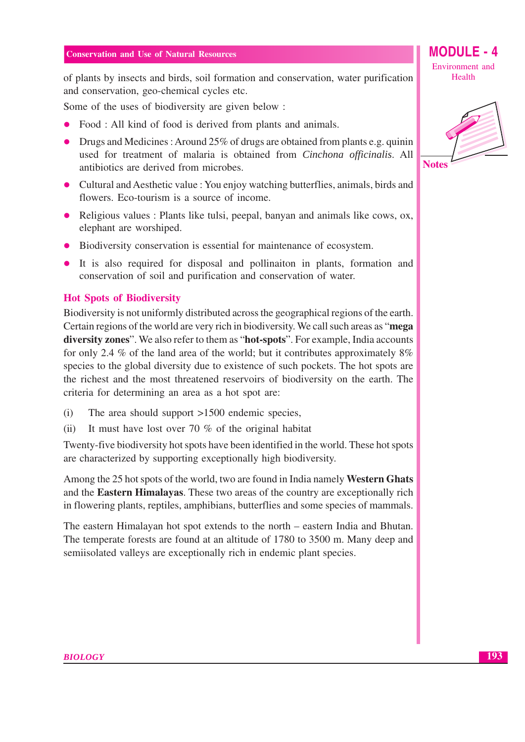of plants by insects and birds, soil formation and conservation, water purification and conservation, geo-chemical cycles etc.

Some of the uses of biodiversity are given below :

- Food : All kind of food is derived from plants and animals.
- Drugs and Medicines : Around 25% of drugs are obtained from plants e.g. quinin used for treatment of malaria is obtained from *Cinchona officinalis*. All antibiotics are derived from microbes.
- Cultural and Aesthetic value : You enjoy watching butterflies, animals, birds and flowers. Eco-tourism is a source of income.
- Religious values : Plants like tulsi, peepal, banyan and animals like cows, ox, elephant are worshiped.
- Biodiversity conservation is essential for maintenance of ecosystem.
- It is also required for disposal and pollinaiton in plants, formation and conservation of soil and purification and conservation of water.

## Hot Spots of Biodiversity

Biodiversity is not uniformly distributed across the geographical regions of the earth. Certain regions of the world are very rich in biodiversity. We call such areas as "**mega diversity zones**". We also refer to them as "**hot-spots**". For example, India accounts for only 2.4 % of the land area of the world; but it contributes approximately 8% species to the global diversity due to existence of such pockets. The hot spots are the richest and the most threatened reservoirs of biodiversity on the earth. The criteria for determining an area as a hot spot are:

(i) The area should support >1500 endemic species,

(ii) It must have lost over 70 % of the original habitat

Twenty-five biodiversity hot spots have been identified in the world. These hot spots are characterized by supporting exceptionally high biodiversity.

Among the 25 hot spots of the world, two are found in India namely **Western Ghats** and the **Eastern Himalayas**. These two areas of the country are exceptionally rich in flowering plants, reptiles, amphibians, butterflies and some species of mammals.

The eastern Himalayan hot spot extends to the north – eastern India and Bhutan. The temperate forests are found at an altitude of 1780 to 3500 m. Many deep and semiisolated valleys are exceptionally rich in endemic plant species.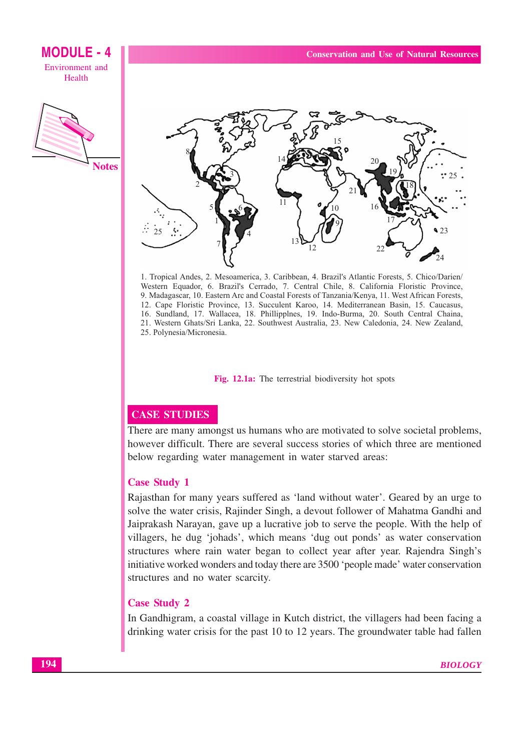1. Tropical Andes, 2. Mesoamerica, 3. Caribbean, 4. Brazil's Atlantic Forests, 5. Chico/Darien/ Western Equador, 6. Brazil's Cerrado, 7. Central Chile, 8. California Floristic Province, 9. Madagascar, 10. Eastern Arc and Coastal Forests of Tanzania/Kenya, 11. West African Forests, 12. Cape Floristic Province, 13. Succulent Karoo, 14. Mediterranean Basin, 15. Caucasus, 16. Sundland, 17. Wallacea, 18. Phillipplnes, 19. Indo-Burma, 20. South Central Chaina, 21. Western Ghats/Sri Lanka, 22. Southwest Australia, 23. New Caledonia, 24. New Zealand, 25. Polynesia/Micronesia.

**Fig. 12.1a:** The terrestrial biodiversity hot spots

## CASE STUDIES

There are many amongst us humans who are motivated to solve societal problems, however difficult. There are several success stories of which three are mentioned below regarding water management in water starved areas:

### Case Study 1

Rajasthan for many years suffered as 'land without water'. Geared by an urge to solve the water crisis, Rajinder Singh, a devout follower of Mahatma Gandhi and Jaiprakash Narayan, gave up a lucrative job to serve the people. With the help of villagers, he dug 'johads', which means 'dug out ponds' as water conservation structures where rain water began to collect year after year. Rajendra Singh's initiative worked wonders and today there are 3500 'people made' water conservation structures and no water scarcity.

### Case Study 2

In Gandhigram, a coastal village in Kutch district, the villagers had been facing a drinking water crisis for the past 10 to 12 years. The groundwater table had fallen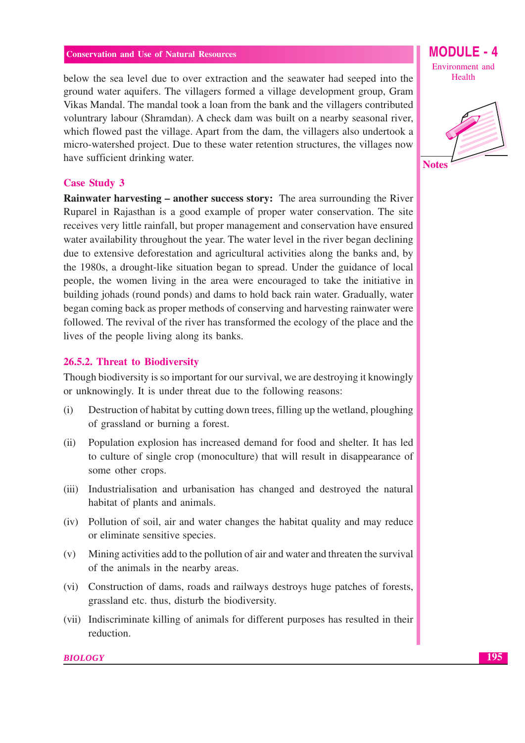below the sea level due to over extraction and the seawater had seeped into the ground water aquifers. The villagers formed a village development group, Gram Vikas Mandal. The mandal took a loan from the bank and the villagers contributed voluntrary labour (Shramdan). A check dam was built on a nearby seasonal river, which flowed past the village. Apart from the dam, the villagers also undertook a micro-watershed project. Due to these water retention structures, the villages now have sufficient drinking water.

### Case Study 3

**Rainwater harvesting – another success story:** The area surrounding the River Ruparel in Rajasthan is a good example of proper water conservation. The site receives very little rainfall, but proper management and conservation have ensured water availability throughout the year. The water level in the river began declining due to extensive deforestation and agricultural activities along the banks and, by the 1980s, a drought-like situation began to spread. Under the guidance of local people, the women living in the area were encouraged to take the initiative in building johads (round ponds) and dams to hold back rain water. Gradually, water began coming back as proper methods of conserving and harvesting rainwater were followed. The revival of the river has transformed the ecology of the place and the lives of the people living along its banks.

### 26.5.2. Threat to Biodiversity

Though biodiversity is so important for our survival, we are destroying it knowingly or unknowingly. It is under threat due to the following reasons:

(i) Destruction of habitat by cutting down trees, filling up the wetland, ploughing of grassland or burning a forest.

(ii) Population explosion has increased demand for food and shelter. It has led to culture of single crop (monoculture) that will result in disappearance of some other crops.

(iii) Industrialisation and urbanisation has changed and destroyed the natural habitat of plants and animals.

(iv) Pollution of soil, air and water changes the habitat quality and may reduce or eliminate sensitive species.

(v) Mining activities add to the pollution of air and water and threaten the survival of the animals in the nearby areas.

(vi) Construction of dams, roads and railways destroys huge patches of forests, grassland etc. thus, disturb the biodiversity.

(vii) Indiscriminate killing of animals for different purposes has resulted in their reduction.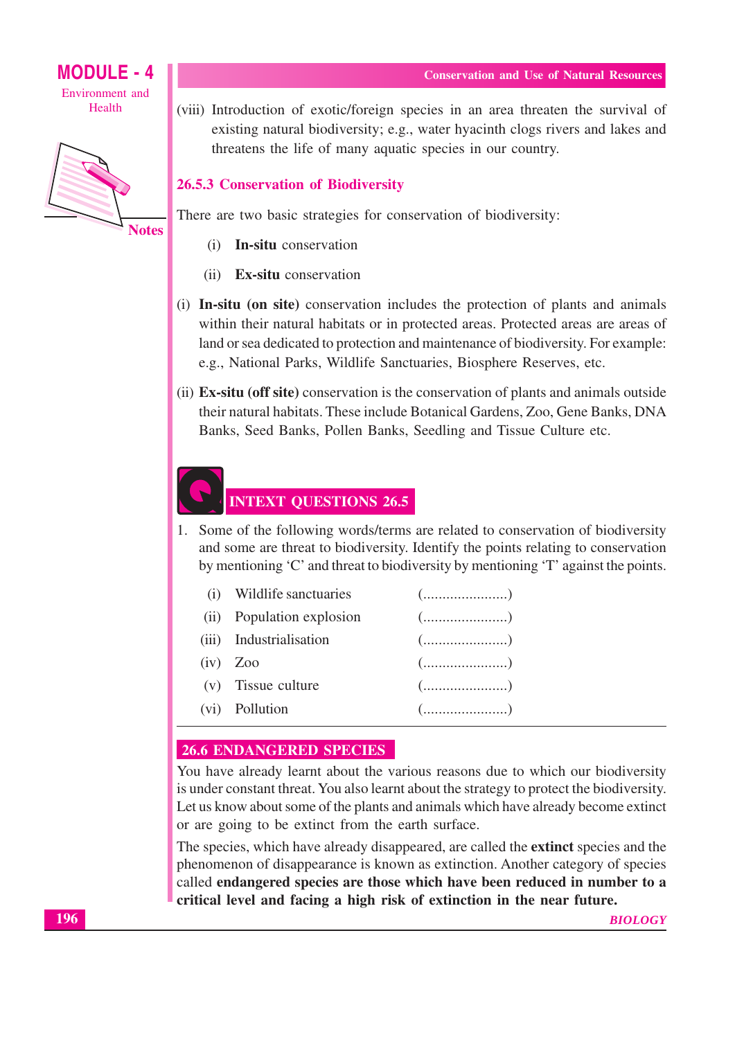(viii) Introduction of exotic/foreign species in an area threaten the survival of existing natural biodiversity; e.g., water hyacinth clogs rivers and lakes and threatens the life of many aquatic species in our country.

### 26.5.3 Conservation of Biodiversity

There are two basic strategies for conservation of biodiversity:

(i) **In-situ** conservation

(ii) **Ex-situ** conservation

(i) **In-situ (on site)** conservation includes the protection of plants and animals within their natural habitats or in protected areas. Protected areas are areas of land or sea dedicated to protection and maintenance of biodiversity. For example: e.g., National Parks, Wildlife Sanctuaries, Biosphere Reserves, etc.

(ii) **Ex-situ (off site)** conservation is the conservation of plants and animals outside their natural habitats. These include Botanical Gardens, Zoo, Gene Banks, DNA Banks, Seed Banks, Pollen Banks, Seedling and Tissue Culture etc.

## INTEXT QUESTIONS 26.5

1. Some of the following words/terms are related to conservation of biodiversity and some are threat to biodiversity. Identify the points relating to conservation by mentioning 'C' and threat to biodiversity by mentioning 'T' against the points.

   (i) Wildlife sanctuaries (......................)

   (ii) Population explosion (......................)

   (iii) Industrialisation (......................)

   (iv) Zoo (......................)

   (v) Tissue culture (......................)

   (vi) Pollution (......................)

## 26.6 ENDANGERED SPECIES

You have already learnt about the various reasons due to which our biodiversity is under constant threat. You also learnt about the strategy to protect the biodiversity. Let us know about some of the plants and animals which have already become extinct or are going to be extinct from the earth surface.

The species, which have already disappeared, are called the **extinct** species and the phenomenon of disappearance is known as extinction. Another category of species called **endangered species are those which have been reduced in number to a critical level and facing a high risk of extinction in the near future.**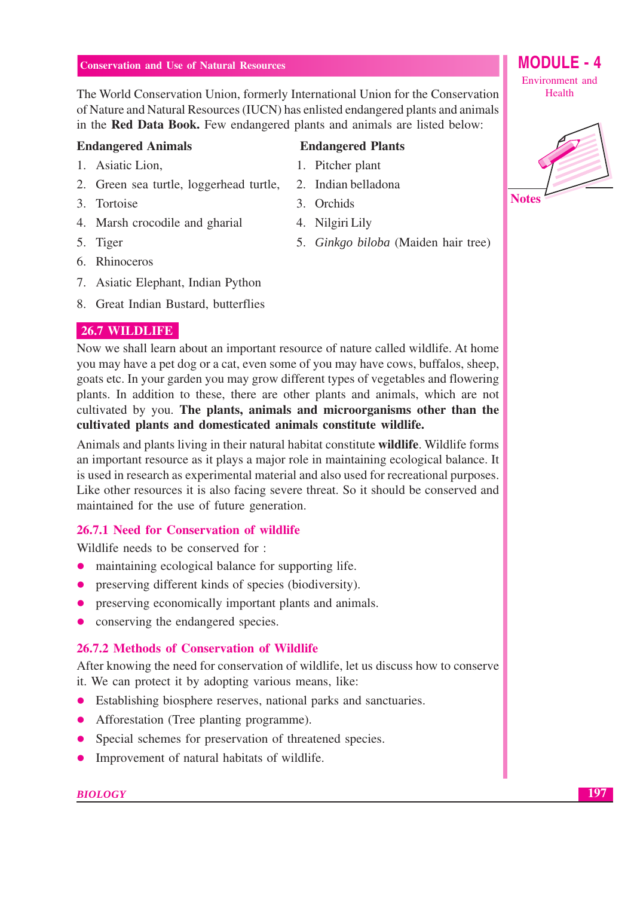The World Conservation Union, formerly International Union for the Conservation of Nature and Natural Resources (IUCN) has enlisted endangered plants and animals in the **Red Data Book.** Few endangered plants and animals are listed below:

**Endangered Animals**

1. Asiatic Lion,
2. Green sea turtle, loggerhead turtle,
3. Tortoise
4. Marsh crocodile and gharial
5. Tiger
6. Rhinoceros
7. Asiatic Elephant, Indian Python
8. Great Indian Bustard, butterflies

**Endangered Plants**

1. Pitcher plant
2. Indian belladona
3. Orchids
4. Nilgiri Lily
5. *Ginkgo biloba* (Maiden hair tree)

## 26.7 WILDLIFE

Now we shall learn about an important resource of nature called wildlife. At home you may have a pet dog or a cat, even some of you may have cows, buffalos, sheep, goats etc. In your garden you may grow different types of vegetables and flowering plants. In addition to these, there are other plants and animals, which are not cultivated by you. **The plants, animals and microorganisms other than the cultivated plants and domesticated animals constitute wildlife.**

Animals and plants living in their natural habitat constitute **wildlife**. Wildlife forms an important resource as it plays a major role in maintaining ecological balance. It is used in research as experimental material and also used for recreational purposes. Like other resources it is also facing severe threat. So it should be conserved and maintained for the use of future generation.

### 26.7.1 Need for Conservation of wildlife

Wildlife needs to be conserved for :

- maintaining ecological balance for supporting life.
- preserving different kinds of species (biodiversity).
- preserving economically important plants and animals.
- conserving the endangered species.

### 26.7.2 Methods of Conservation of Wildlife

After knowing the need for conservation of wildlife, let us discuss how to conserve it. We can protect it by adopting various means, like:

- Establishing biosphere reserves, national parks and sanctuaries.
- Afforestation (Tree planting programme).
- Special schemes for preservation of threatened species.
- Improvement of natural habitats of wildlife.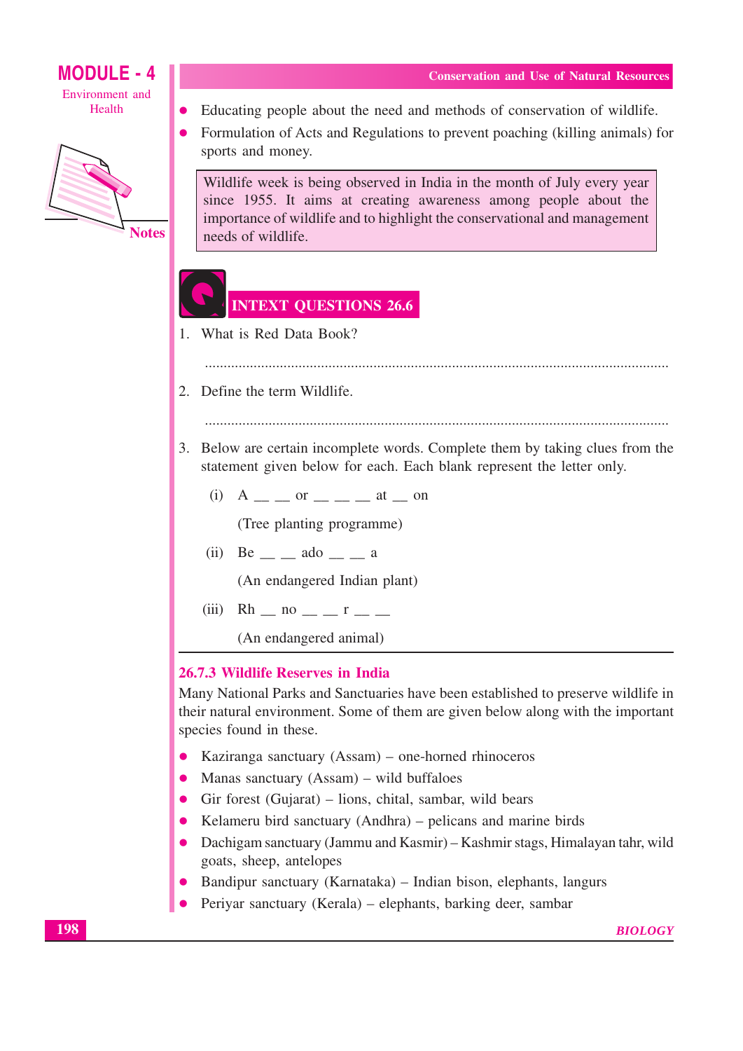- Educating people about the need and methods of conservation of wildlife.
- Formulation of Acts and Regulations to prevent poaching (killing animals) for sports and money.

> Wildlife week is being observed in India in the month of July every year since 1955. It aims at creating awareness among people about the importance of wildlife and to highlight the conservational and management needs of wildlife.

## INTEXT QUESTIONS 26.6

1. What is Red Data Book?

   ..........................................................................................................................

2. Define the term Wildlife.

   ..........................................................................................................................

3. Below are certain incomplete words. Complete them by taking clues from the statement given below for each. Each blank represent the letter only.

   (i) A __ __ or __ __ __ at __ on

   (Tree planting programme)

   (ii) Be __ __ ado __ __ a

   (An endangered Indian plant)

   (iii) Rh __ no __ __ r __ __

   (An endangered animal)

### 26.7.3 Wildlife Reserves in India

Many National Parks and Sanctuaries have been established to preserve wildlife in their natural environment. Some of them are given below along with the important species found in these.

- Kaziranga sanctuary (Assam) – one-horned rhinoceros
- Manas sanctuary (Assam) – wild buffaloes
- Gir forest (Gujarat) – lions, chital, sambar, wild bears
- Kelameru bird sanctuary (Andhra) – pelicans and marine birds
- Dachigam sanctuary (Jammu and Kasmir) – Kashmir stags, Himalayan tahr, wild goats, sheep, antelopes
- Bandipur sanctuary (Karnataka) – Indian bison, elephants, langurs
- Periyar sanctuary (Kerala) – elephants, barking deer, sambar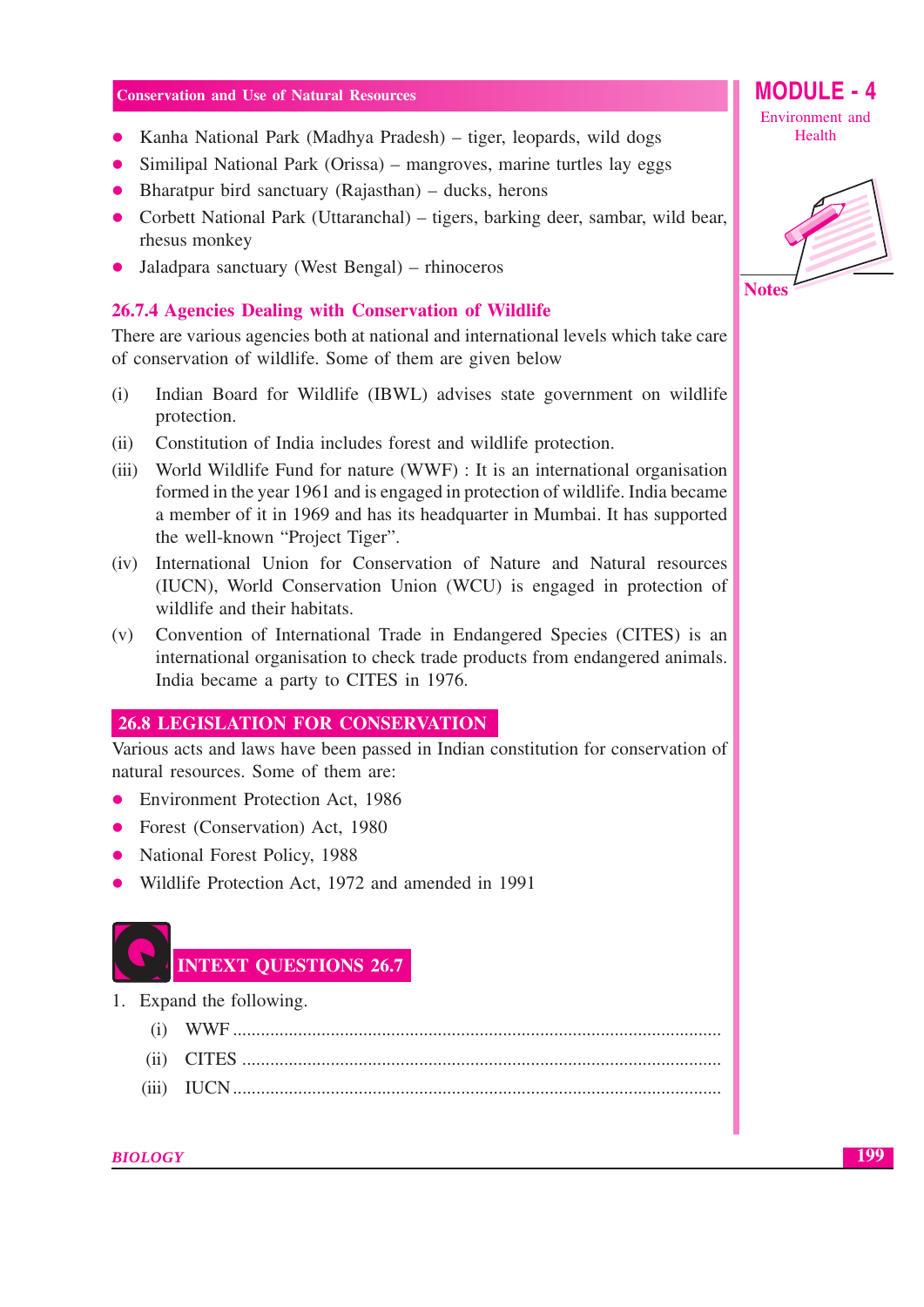- Kanha National Park (Madhya Pradesh) – tiger, leopards, wild dogs
- Similipal National Park (Orissa) – mangroves, marine turtles lay eggs
- Bharatpur bird sanctuary (Rajasthan) – ducks, herons
- Corbett National Park (Uttaranchal) – tigers, barking deer, sambar, wild bear, rhesus monkey
- Jaladpara sanctuary (West Bengal) – rhinoceros

### 26.7.4 Agencies Dealing with Conservation of Wildlife

There are various agencies both at national and international levels which take care of conservation of wildlife. Some of them are given below

(i) Indian Board for Wildlife (IBWL) advises state government on wildlife protection.

(ii) Constitution of India includes forest and wildlife protection.

(iii) World Wildlife Fund for nature (WWF) : It is an international organisation formed in the year 1961 and is engaged in protection of wildlife. India became a member of it in 1969 and has its headquarter in Mumbai. It has supported the well-known "Project Tiger".

(iv) International Union for Conservation of Nature and Natural resources (IUCN), World Conservation Union (WCU) is engaged in protection of wildlife and their habitats.

(v) Convention of International Trade in Endangered Species (CITES) is an international organisation to check trade products from endangered animals. India became a party to CITES in 1976.

## 26.8 LEGISLATION FOR CONSERVATION

Various acts and laws have been passed in Indian constitution for conservation of natural resources. Some of them are:

- Environment Protection Act, 1986
- Forest (Conservation) Act, 1980
- National Forest Policy, 1988
- Wildlife Protection Act, 1972 and amended in 1991

## INTEXT QUESTIONS 26.7

1. Expand the following.

   (i) WWF ..........................................................................................

   (ii) CITES ......................................................................................

   (iii) IUCN ........................................................................................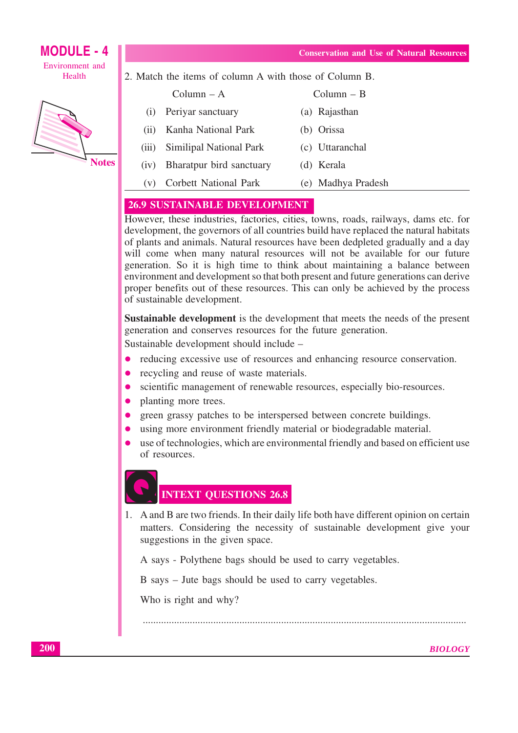2. Match the items of column A with those of Column B.

| | Column – A | | Column – B |
|---|---|---|---|
| (i) | Periyar sanctuary | (a) | Rajasthan |
| (ii) | Kanha National Park | (b) | Orissa |
| (iii) | Similipal National Park | (c) | Uttaranchal |
| (iv) | Bharatpur bird sanctuary | (d) | Kerala |
| (v) | Corbett National Park | (e) | Madhya Pradesh |

## 26.9 SUSTAINABLE DEVELOPMENT

However, these industries, factories, cities, towns, roads, railways, dams etc. for development, the governors of all countries build have replaced the natural habitats of plants and animals. Natural resources have been dedpleted gradually and a day will come when many natural resources will not be available for our future generation. So it is high time to think about maintaining a balance between environment and development so that both present and future generations can derive proper benefits out of these resources. This can only be achieved by the process of sustainable development.

**Sustainable development** is the development that meets the needs of the present generation and conserves resources for the future generation.

Sustainable development should include –

- reducing excessive use of resources and enhancing resource conservation.
- recycling and reuse of waste materials.
- scientific management of renewable resources, especially bio-resources.
- planting more trees.
- green grassy patches to be interspersed between concrete buildings.
- using more environment friendly material or biodegradable material.
- use of technologies, which are environmental friendly and based on efficient use of resources.

## INTEXT QUESTIONS 26.8

1. A and B are two friends. In their daily life both have different opinion on certain matters. Considering the necessity of sustainable development give your suggestions in the given space.

   A says - Polythene bags should be used to carry vegetables.

   B says – Jute bags should be used to carry vegetables.

   Who is right and why?

   ..............................................................................................................................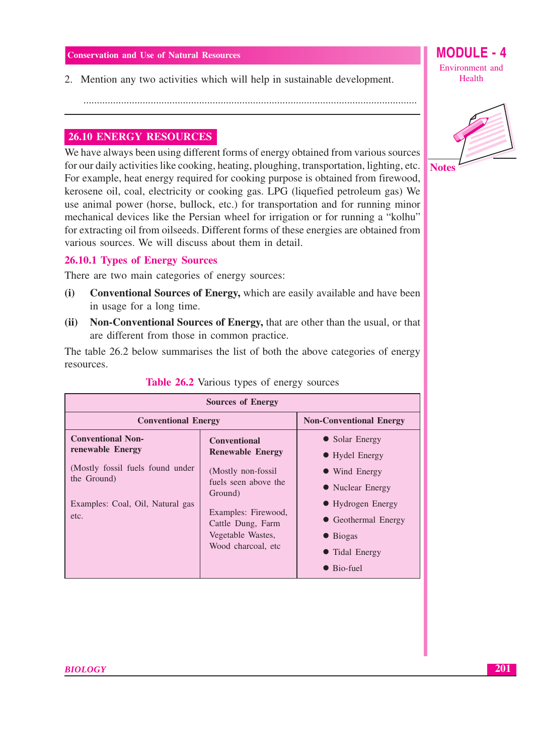2. Mention any two activities which will help in sustainable development.

..........................................................................................................................

## 26.10 ENERGY RESOURCES

We have always been using different forms of energy obtained from various sources for our daily activities like cooking, heating, ploughing, transportation, lighting, etc. For example, heat energy required for cooking purpose is obtained from firewood, kerosene oil, coal, electricity or cooking gas. LPG (liquefied petroleum gas) We use animal power (horse, bullock, etc.) for transportation and for running minor mechanical devices like the Persian wheel for irrigation or for running a "kolhu" for extracting oil from oilseeds. Different forms of these energies are obtained from various sources. We will discuss about them in detail.

### 26.10.1 Types of Energy Sources

There are two main categories of energy sources:

**(i)** **Conventional Sources of Energy,** which are easily available and have been in usage for a long time.

**(ii)** **Non-Conventional Sources of Energy,** that are other than the usual, or that are different from those in common practice.

The table 26.2 below summarises the list of both the above categories of energy resources.

**Table 26.2** Various types of energy sources

| Sources of Energy | | |
|---|---|---|
| **Conventional Energy** | | **Non-Conventional Energy** |
| **Conventional Non-renewable Energy**<br><br>(Mostly fossil fuels found under the Ground)<br><br>Examples: Coal, Oil, Natural gas etc. | **Conventional Renewable Energy**<br><br>(Mostly non-fossil fuels seen above the Ground)<br><br>Examples: Firewood, Cattle Dung, Farm Vegetable Wastes, Wood charcoal, etc | • Solar Energy<br>• Hydel Energy<br>• Wind Energy<br>• Nuclear Energy<br>• Hydrogen Energy<br>• Geothermal Energy<br>• Biogas<br>• Tidal Energy<br>• Bio-fuel |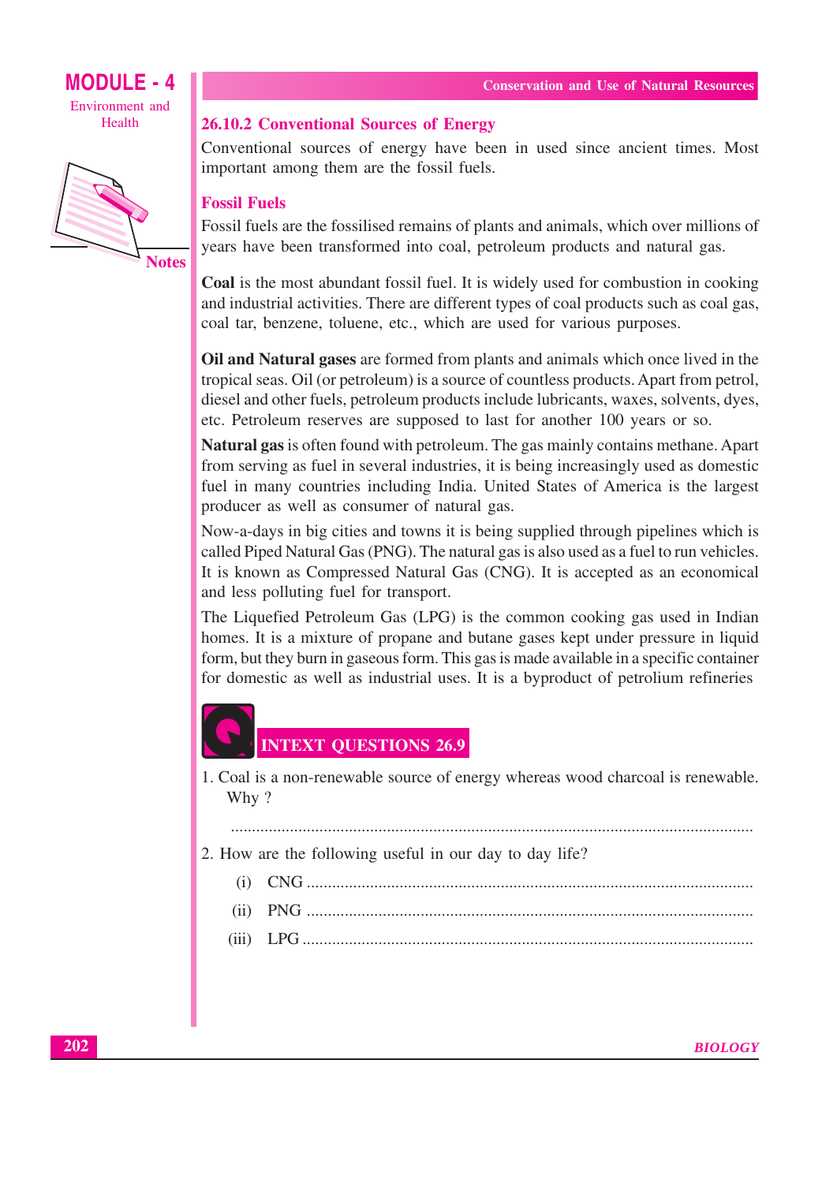### 26.10.2 Conventional Sources of Energy

Conventional sources of energy have been in used since ancient times. Most important among them are the fossil fuels.

#### Fossil Fuels

Fossil fuels are the fossilised remains of plants and animals, which over millions of years have been transformed into coal, petroleum products and natural gas.

**Coal** is the most abundant fossil fuel. It is widely used for combustion in cooking and industrial activities. There are different types of coal products such as coal gas, coal tar, benzene, toluene, etc., which are used for various purposes.

**Oil and Natural gases** are formed from plants and animals which once lived in the tropical seas. Oil (or petroleum) is a source of countless products. Apart from petrol, diesel and other fuels, petroleum products include lubricants, waxes, solvents, dyes, etc. Petroleum reserves are supposed to last for another 100 years or so.

**Natural gas** is often found with petroleum. The gas mainly contains methane. Apart from serving as fuel in several industries, it is being increasingly used as domestic fuel in many countries including India. United States of America is the largest producer as well as consumer of natural gas.

Now-a-days in big cities and towns it is being supplied through pipelines which is called Piped Natural Gas (PNG). The natural gas is also used as a fuel to run vehicles. It is known as Compressed Natural Gas (CNG). It is accepted as an economical and less polluting fuel for transport.

The Liquefied Petroleum Gas (LPG) is the common cooking gas used in Indian homes. It is a mixture of propane and butane gases kept under pressure in liquid form, but they burn in gaseous form. This gas is made available in a specific container for domestic as well as industrial uses. It is a byproduct of petrolium refineries

### INTEXT QUESTIONS 26.9

1. Coal is a non-renewable source of energy whereas wood charcoal is renewable. Why ?

   ..........................................................................................................................

2. How are the following useful in our day to day life?

   (i) CNG ..........................................................................................................

   (ii) PNG ..........................................................................................................

   (iii) LPG ..........................................................................................................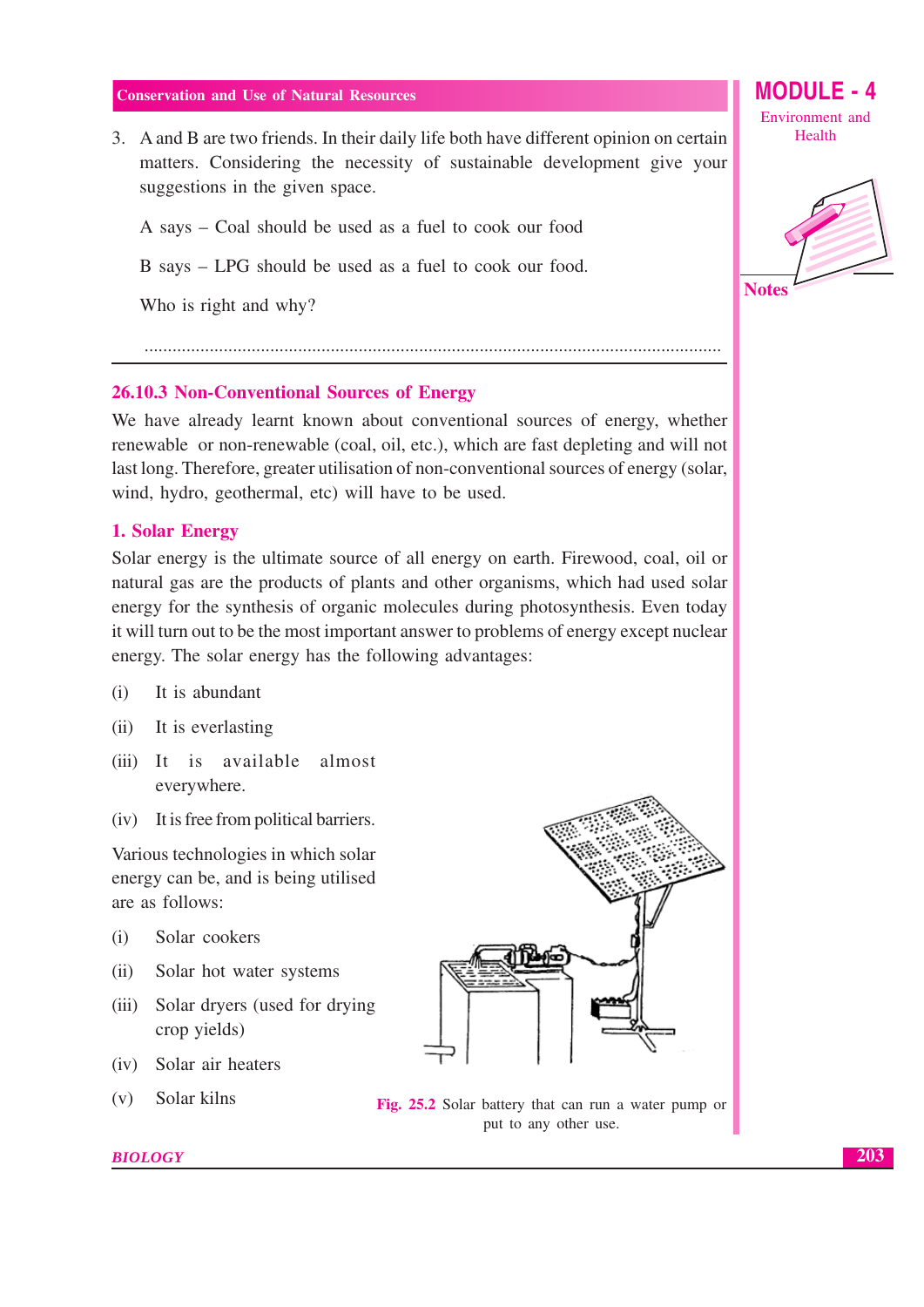3. A and B are two friends. In their daily life both have different opinion on certain matters. Considering the necessity of sustainable development give your suggestions in the given space.

   A says – Coal should be used as a fuel to cook our food

   B says – LPG should be used as a fuel to cook our food.

   Who is right and why?

   ..........................................................................................................................

### 26.10.3 Non-Conventional Sources of Energy

We have already learnt known about conventional sources of energy, whether renewable or non-renewable (coal, oil, etc.), which are fast depleting and will not last long. Therefore, greater utilisation of non-conventional sources of energy (solar, wind, hydro, geothermal, etc) will have to be used.

#### 1. Solar Energy

Solar energy is the ultimate source of all energy on earth. Firewood, coal, oil or natural gas are the products of plants and other organisms, which had used solar energy for the synthesis of organic molecules during photosynthesis. Even today it will turn out to be the most important answer to problems of energy except nuclear energy. The solar energy has the following advantages:

(i) It is abundant

(ii) It is everlasting

(iii) It is available almost everywhere.

(iv) It is free from political barriers.

Various technologies in which solar energy can be, and is being utilised are as follows:

(i) Solar cookers

(ii) Solar hot water systems

(iii) Solar dryers (used for drying crop yields)

(iv) Solar air heaters

(v) Solar kilns

Fig. 25.2 Solar battery that can run a water pump or put to any other use.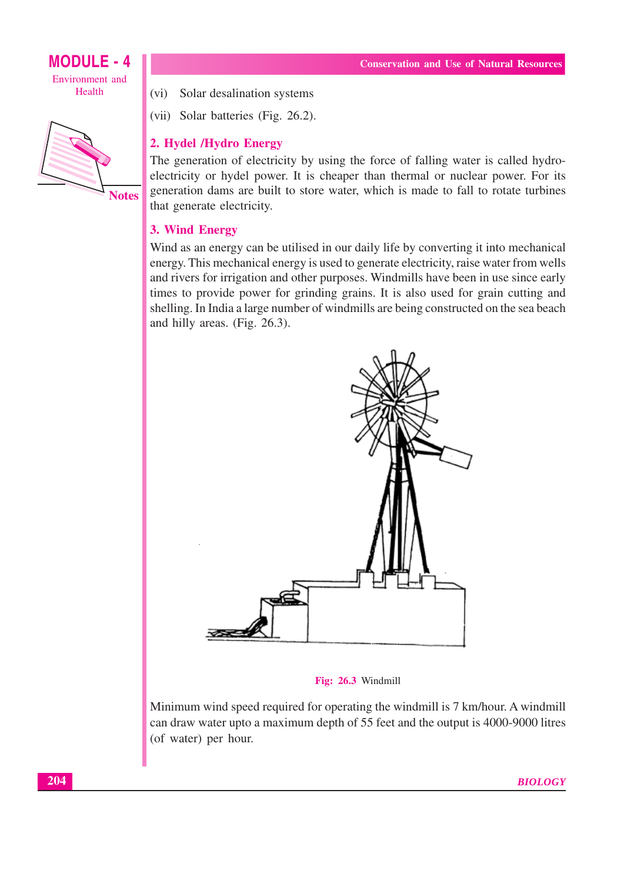(vi) Solar desalination systems

(vii) Solar batteries (Fig. 26.2).

### 2. Hydel /Hydro Energy

The generation of electricity by using the force of falling water is called hydro-electricity or hydel power. It is cheaper than thermal or nuclear power. For its generation dams are built to store water, which is made to fall to rotate turbines that generate electricity.

### 3. Wind Energy

Wind as an energy can be utilised in our daily life by converting it into mechanical energy. This mechanical energy is used to generate electricity, raise water from wells and rivers for irrigation and other purposes. Windmills have been in use since early times to provide power for grinding grains. It is also used for grain cutting and shelling. In India a large number of windmills are being constructed on the sea beach and hilly areas. (Fig. 26.3).

**Fig: 26.3** Windmill

Minimum wind speed required for operating the windmill is 7 km/hour. A windmill can draw water upto a maximum depth of 55 feet and the output is 4000-9000 litres (of water) per hour.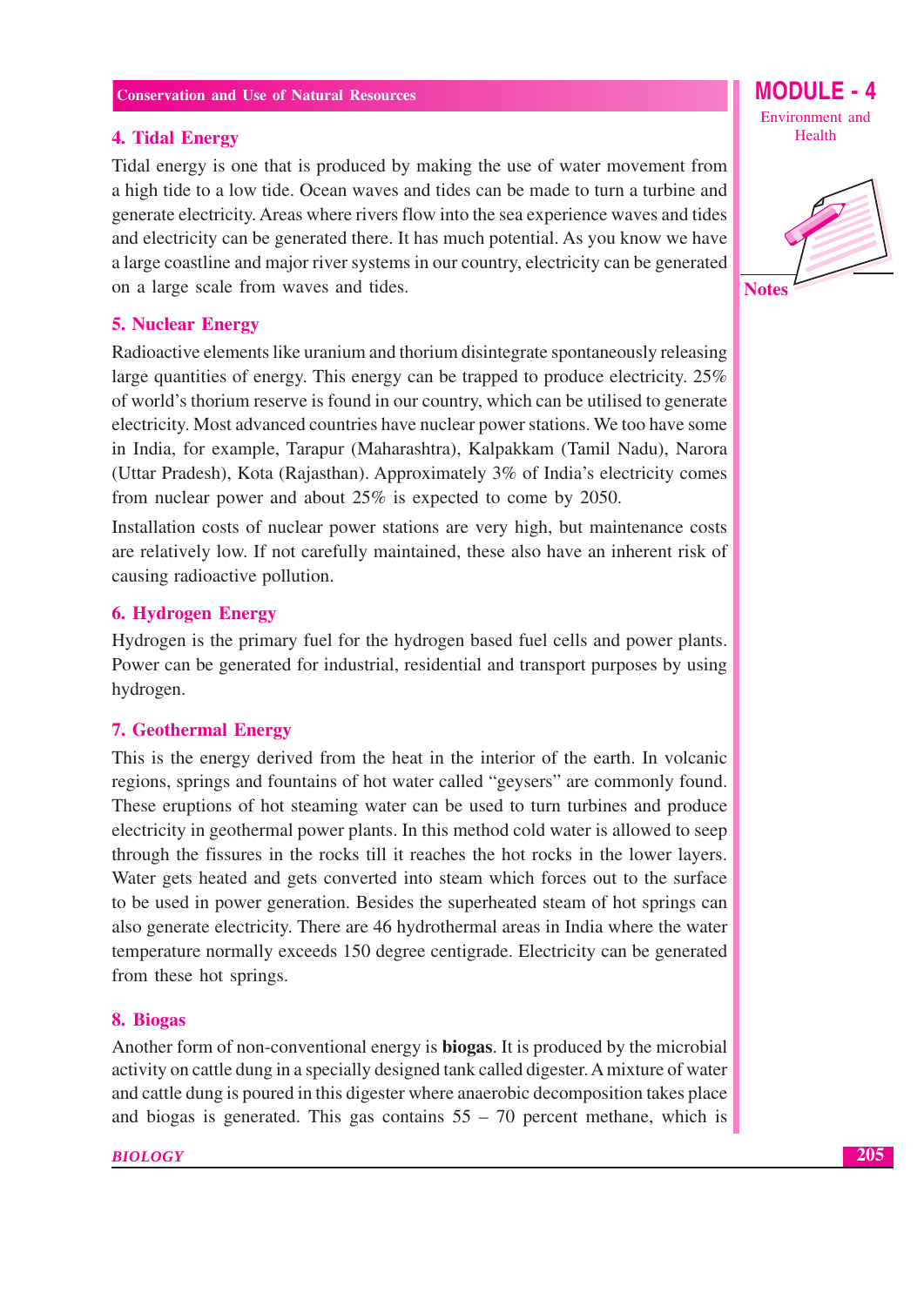### 4. Tidal Energy

Tidal energy is one that is produced by making the use of water movement from a high tide to a low tide. Ocean waves and tides can be made to turn a turbine and generate electricity. Areas where rivers flow into the sea experience waves and tides and electricity can be generated there. It has much potential. As you know we have a large coastline and major river systems in our country, electricity can be generated on a large scale from waves and tides.

### 5. Nuclear Energy

Radioactive elements like uranium and thorium disintegrate spontaneously releasing large quantities of energy. This energy can be trapped to produce electricity. 25% of world's thorium reserve is found in our country, which can be utilised to generate electricity. Most advanced countries have nuclear power stations. We too have some in India, for example, Tarapur (Maharashtra), Kalpakkam (Tamil Nadu), Narora (Uttar Pradesh), Kota (Rajasthan). Approximately 3% of India's electricity comes from nuclear power and about 25% is expected to come by 2050.

Installation costs of nuclear power stations are very high, but maintenance costs are relatively low. If not carefully maintained, these also have an inherent risk of causing radioactive pollution.

### 6. Hydrogen Energy

Hydrogen is the primary fuel for the hydrogen based fuel cells and power plants. Power can be generated for industrial, residential and transport purposes by using hydrogen.

### 7. Geothermal Energy

This is the energy derived from the heat in the interior of the earth. In volcanic regions, springs and fountains of hot water called "geysers" are commonly found. These eruptions of hot steaming water can be used to turn turbines and produce electricity in geothermal power plants. In this method cold water is allowed to seep through the fissures in the rocks till it reaches the hot rocks in the lower layers. Water gets heated and gets converted into steam which forces out to the surface to be used in power generation. Besides the superheated steam of hot springs can also generate electricity. There are 46 hydrothermal areas in India where the water temperature normally exceeds 150 degree centigrade. Electricity can be generated from these hot springs.

### 8. Biogas

Another form of non-conventional energy is **biogas**. It is produced by the microbial activity on cattle dung in a specially designed tank called digester. A mixture of water and cattle dung is poured in this digester where anaerobic decomposition takes place and biogas is generated. This gas contains 55 – 70 percent methane, which is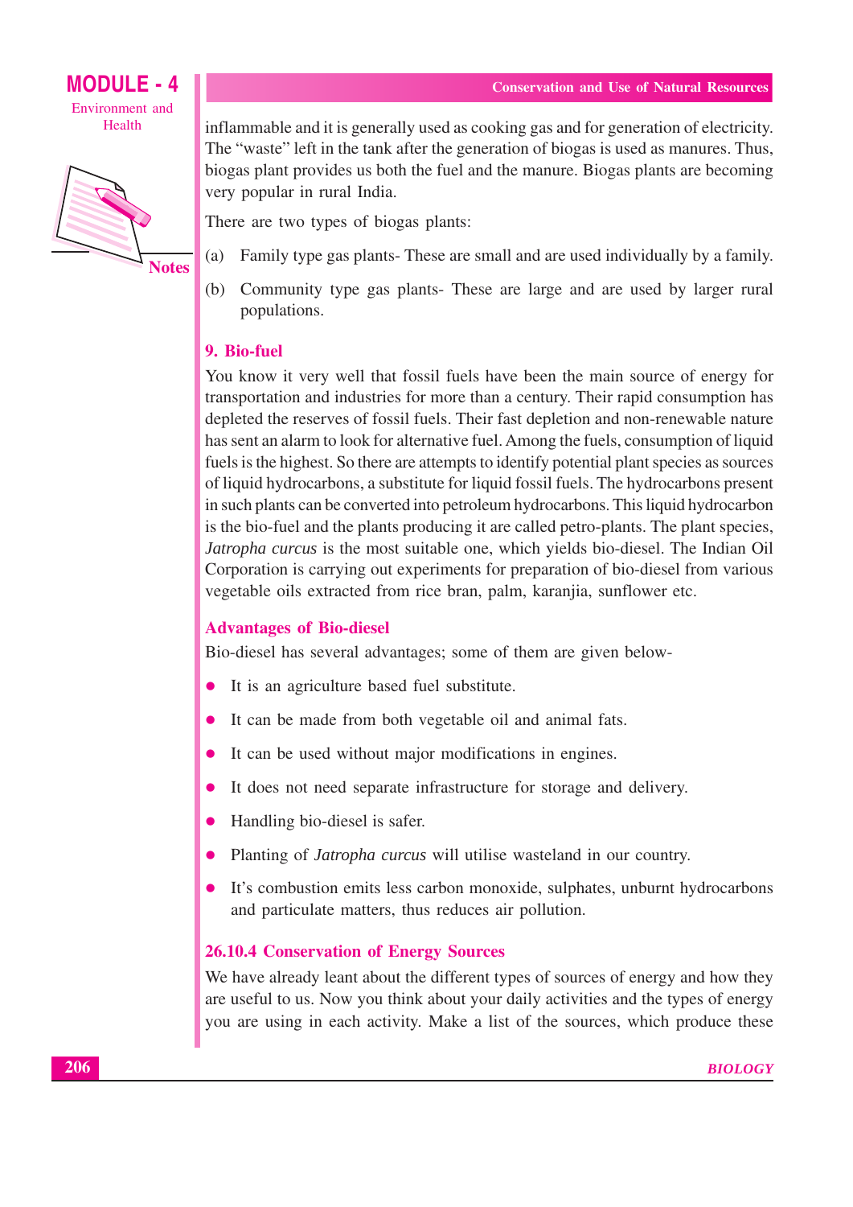inflammable and it is generally used as cooking gas and for generation of electricity. The "waste" left in the tank after the generation of biogas is used as manures. Thus, biogas plant provides us both the fuel and the manure. Biogas plants are becoming very popular in rural India.

There are two types of biogas plants:

(a) Family type gas plants- These are small and are used individually by a family.

(b) Community type gas plants- These are large and are used by larger rural populations.

### 9. Bio-fuel

You know it very well that fossil fuels have been the main source of energy for transportation and industries for more than a century. Their rapid consumption has depleted the reserves of fossil fuels. Their fast depletion and non-renewable nature has sent an alarm to look for alternative fuel. Among the fuels, consumption of liquid fuels is the highest. So there are attempts to identify potential plant species as sources of liquid hydrocarbons, a substitute for liquid fossil fuels. The hydrocarbons present in such plants can be converted into petroleum hydrocarbons. This liquid hydrocarbon is the bio-fuel and the plants producing it are called petro-plants. The plant species, *Jatropha curcus* is the most suitable one, which yields bio-diesel. The Indian Oil Corporation is carrying out experiments for preparation of bio-diesel from various vegetable oils extracted from rice bran, palm, karanjia, sunflower etc.

### Advantages of Bio-diesel

Bio-diesel has several advantages; some of them are given below-

- It is an agriculture based fuel substitute.
- It can be made from both vegetable oil and animal fats.
- It can be used without major modifications in engines.
- It does not need separate infrastructure for storage and delivery.
- Handling bio-diesel is safer.
- Planting of *Jatropha curcus* will utilise wasteland in our country.
- It's combustion emits less carbon monoxide, sulphates, unburnt hydrocarbons and particulate matters, thus reduces air pollution.

### 26.10.4 Conservation of Energy Sources

We have already leant about the different types of sources of energy and how they are useful to us. Now you think about your daily activities and the types of energy you are using in each activity. Make a list of the sources, which produce these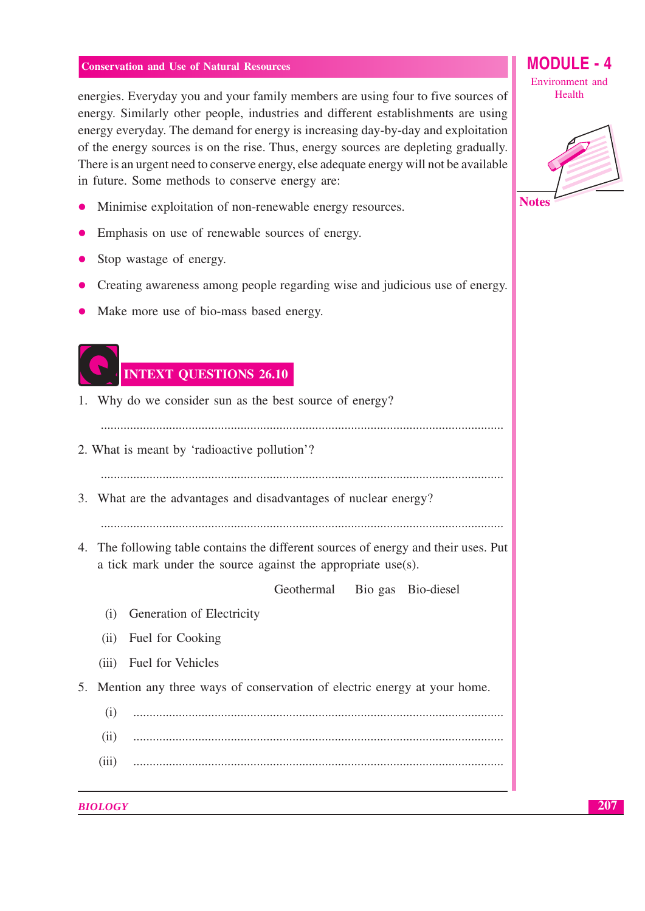energies. Everyday you and your family members are using four to five sources of energy. Similarly other people, industries and different establishments are using energy everyday. The demand for energy is increasing day-by-day and exploitation of the energy sources is on the rise. Thus, energy sources are depleting gradually. There is an urgent need to conserve energy, else adequate energy will not be available in future. Some methods to conserve energy are:

- Minimise exploitation of non-renewable energy resources.
- Emphasis on use of renewable sources of energy.
- Stop wastage of energy.
- Creating awareness among people regarding wise and judicious use of energy.
- Make more use of bio-mass based energy.

## INTEXT QUESTIONS 26.10

1. Why do we consider sun as the best source of energy?

   ..........................................................................................................................

2. What is meant by 'radioactive pollution'?

   ..........................................................................................................................

3. What are the advantages and disadvantages of nuclear energy?

   ..........................................................................................................................

4. The following table contains the different sources of energy and their uses. Put a tick mark under the source against the appropriate use(s).

| | Geothermal | Bio gas | Bio-diesel |
|---|---|---|---|
| (i) Generation of Electricity | | | |
| (ii) Fuel for Cooking | | | |
| (iii) Fuel for Vehicles | | | |

5. Mention any three ways of conservation of electric energy at your home.

   (i) ..........................................................................................................

   (ii) ..........................................................................................................

   (iii) ..........................................................................................................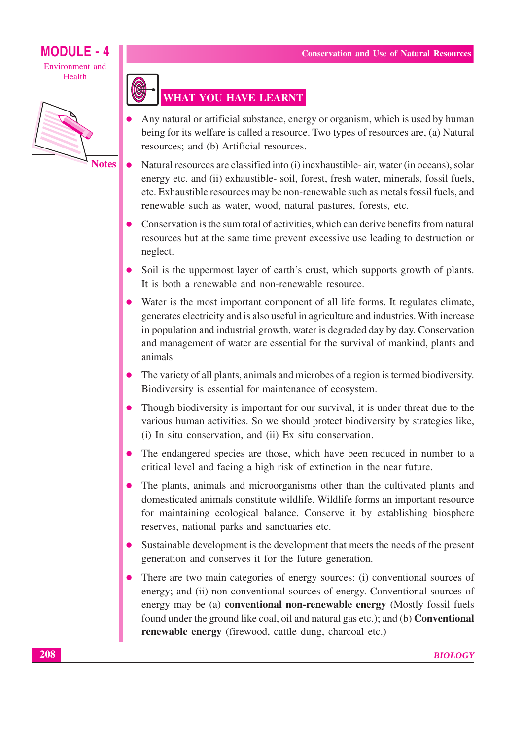## WHAT YOU HAVE LEARNT

- Any natural or artificial substance, energy or organism, which is used by human being for its welfare is called a resource. Two types of resources are, (a) Natural resources; and (b) Artificial resources.
- Natural resources are classified into (i) inexhaustible- air, water (in oceans), solar energy etc. and (ii) exhaustible- soil, forest, fresh water, minerals, fossil fuels, etc. Exhaustible resources may be non-renewable such as metals fossil fuels, and renewable such as water, wood, natural pastures, forests, etc.
- Conservation is the sum total of activities, which can derive benefits from natural resources but at the same time prevent excessive use leading to destruction or neglect.
- Soil is the uppermost layer of earth's crust, which supports growth of plants. It is both a renewable and non-renewable resource.
- Water is the most important component of all life forms. It regulates climate, generates electricity and is also useful in agriculture and industries. With increase in population and industrial growth, water is degraded day by day. Conservation and management of water are essential for the survival of mankind, plants and animals
- The variety of all plants, animals and microbes of a region is termed biodiversity. Biodiversity is essential for maintenance of ecosystem.
- Though biodiversity is important for our survival, it is under threat due to the various human activities. So we should protect biodiversity by strategies like, (i) In situ conservation, and (ii) Ex situ conservation.
- The endangered species are those, which have been reduced in number to a critical level and facing a high risk of extinction in the near future.
- The plants, animals and microorganisms other than the cultivated plants and domesticated animals constitute wildlife. Wildlife forms an important resource for maintaining ecological balance. Conserve it by establishing biosphere reserves, national parks and sanctuaries etc.
- Sustainable development is the development that meets the needs of the present generation and conserves it for the future generation.
- There are two main categories of energy sources: (i) conventional sources of energy; and (ii) non-conventional sources of energy. Conventional sources of energy may be (a) **conventional non-renewable energy** (Mostly fossil fuels found under the ground like coal, oil and natural gas etc.); and (b) **Conventional renewable energy** (firewood, cattle dung, charcoal etc.)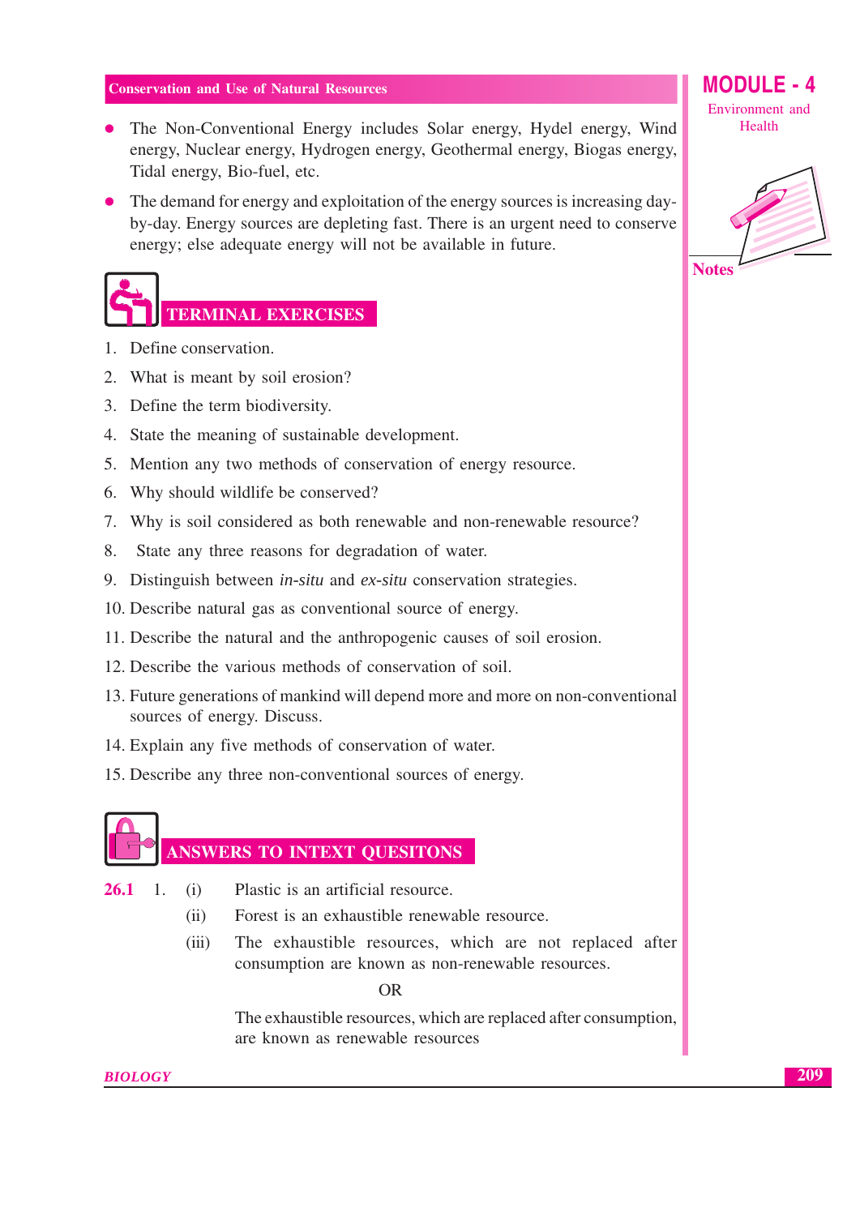- The Non-Conventional Energy includes Solar energy, Hydel energy, Wind energy, Nuclear energy, Hydrogen energy, Geothermal energy, Biogas energy, Tidal energy, Bio-fuel, etc.
- The demand for energy and exploitation of the energy sources is increasing day-by-day. Energy sources are depleting fast. There is an urgent need to conserve energy; else adequate energy will not be available in future.

## TERMINAL EXERCISES

1. Define conservation.
2. What is meant by soil erosion?
3. Define the term biodiversity.
4. State the meaning of sustainable development.
5. Mention any two methods of conservation of energy resource.
6. Why should wildlife be conserved?
7. Why is soil considered as both renewable and non-renewable resource?
8. State any three reasons for degradation of water.
9. Distinguish between *in-situ* and *ex-situ* conservation strategies.
10. Describe natural gas as conventional source of energy.
11. Describe the natural and the anthropogenic causes of soil erosion.
12. Describe the various methods of conservation of soil.
13. Future generations of mankind will depend more and more on non-conventional sources of energy. Discuss.
14. Explain any five methods of conservation of water.
15. Describe any three non-conventional sources of energy.

## ANSWERS TO INTEXT QUESITONS

**26.1** 1. (i) Plastic is an artificial resource.

(ii) Forest is an exhaustible renewable resource.

(iii) The exhaustible resources, which are not replaced after consumption are known as non-renewable resources.

OR

The exhaustible resources, which are replaced after consumption, are known as renewable resources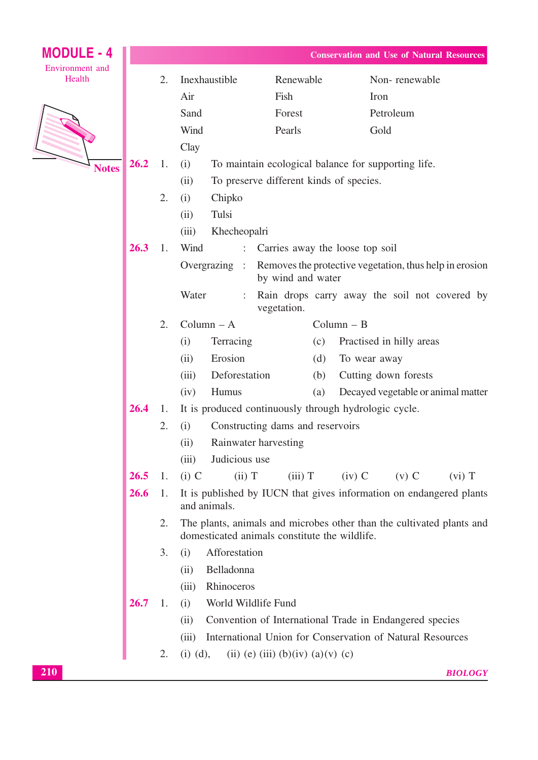2. | Inexhaustible | Renewable | Non- renewable |
|---|---|---|
| Air | Fish | Iron |
| Sand | Forest | Petroleum |
| Wind | Pearls | Gold |
| Clay | | |

**26.2** 1. (i) To maintain ecological balance for supporting life.

(ii) To preserve different kinds of species.

2. (i) Chipko

(ii) Tulsi

(iii) Khecheopalri

**26.3** 1. Wind : Carries away the loose top soil

Overgrazing : Removes the protective vegetation, thus help in erosion by wind and water

Water : Rain drops carry away the soil not covered by vegetation.

2.

| Column – A | | Column – B | |
|---|---|---|---|
| (i) | Terracing | (c) | Practised in hilly areas |
| (ii) | Erosion | (d) | To wear away |
| (iii) | Deforestation | (b) | Cutting down forests |
| (iv) | Humus | (a) | Decayed vegetable or animal matter |

**26.4** 1. It is produced continuously through hydrologic cycle.

2. (i) Constructing dams and reservoirs

(ii) Rainwater harvesting

(iii) Judicious use

**26.5** 1. (i) C (ii) T (iii) T (iv) C (v) C (vi) T

**26.6** 1. It is published by IUCN that gives information on endangered plants and animals.

2. The plants, animals and microbes other than the cultivated plants and domesticated animals constitute the wildlife.

3. (i) Afforestation

(ii) Belladonna

(iii) Rhinoceros

**26.7** 1. (i) World Wildlife Fund

(ii) Convention of International Trade in Endangered species

(iii) International Union for Conservation of Natural Resources

2. (i) (d), (ii) (e) (iii) (b)(iv) (a)(v) (c)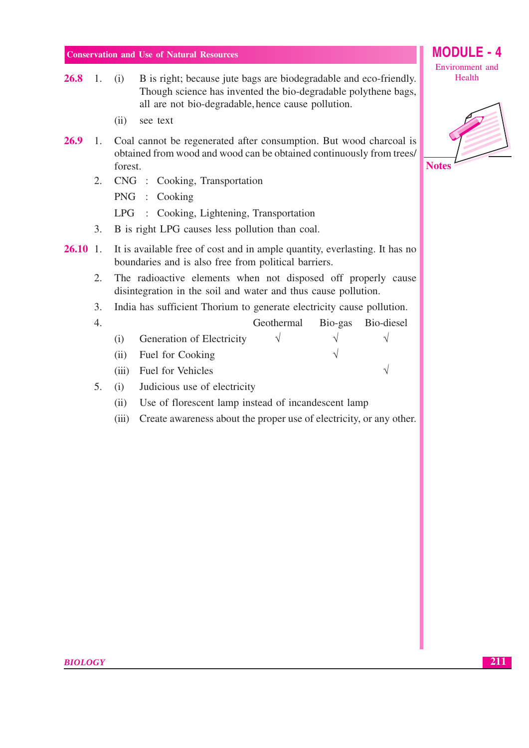**26.8** 1. (i) B is right; because jute bags are biodegradable and eco-friendly. Though science has invented the bio-degradable polythene bags, all are not bio-degradable, hence cause pollution.

(ii) see text

**26.9** 1. Coal cannot be regenerated after consumption. But wood charcoal is obtained from wood and wood can be obtained continuously from trees/ forest.

2. CNG : Cooking, Transportation

PNG : Cooking

LPG : Cooking, Lightening, Transportation

3. B is right LPG causes less pollution than coal.

**26.10** 1. It is available free of cost and in ample quantity, everlasting. It has no boundaries and is also free from political barriers.

2. The radioactive elements when not disposed off properly cause disintegration in the soil and water and thus cause pollution.

3. India has sufficient Thorium to generate electricity cause pollution.

4.

| | Geothermal | Bio-gas | Bio-diesel |
|---|---|---|---|
| (i) Generation of Electricity | √ | √ | √ |
| (ii) Fuel for Cooking | | √ | |
| (iii) Fuel for Vehicles | | | √ |

5. (i) Judicious use of electricity

(ii) Use of florescent lamp instead of incandescent lamp

(iii) Create awareness about the proper use of electricity, or any other.